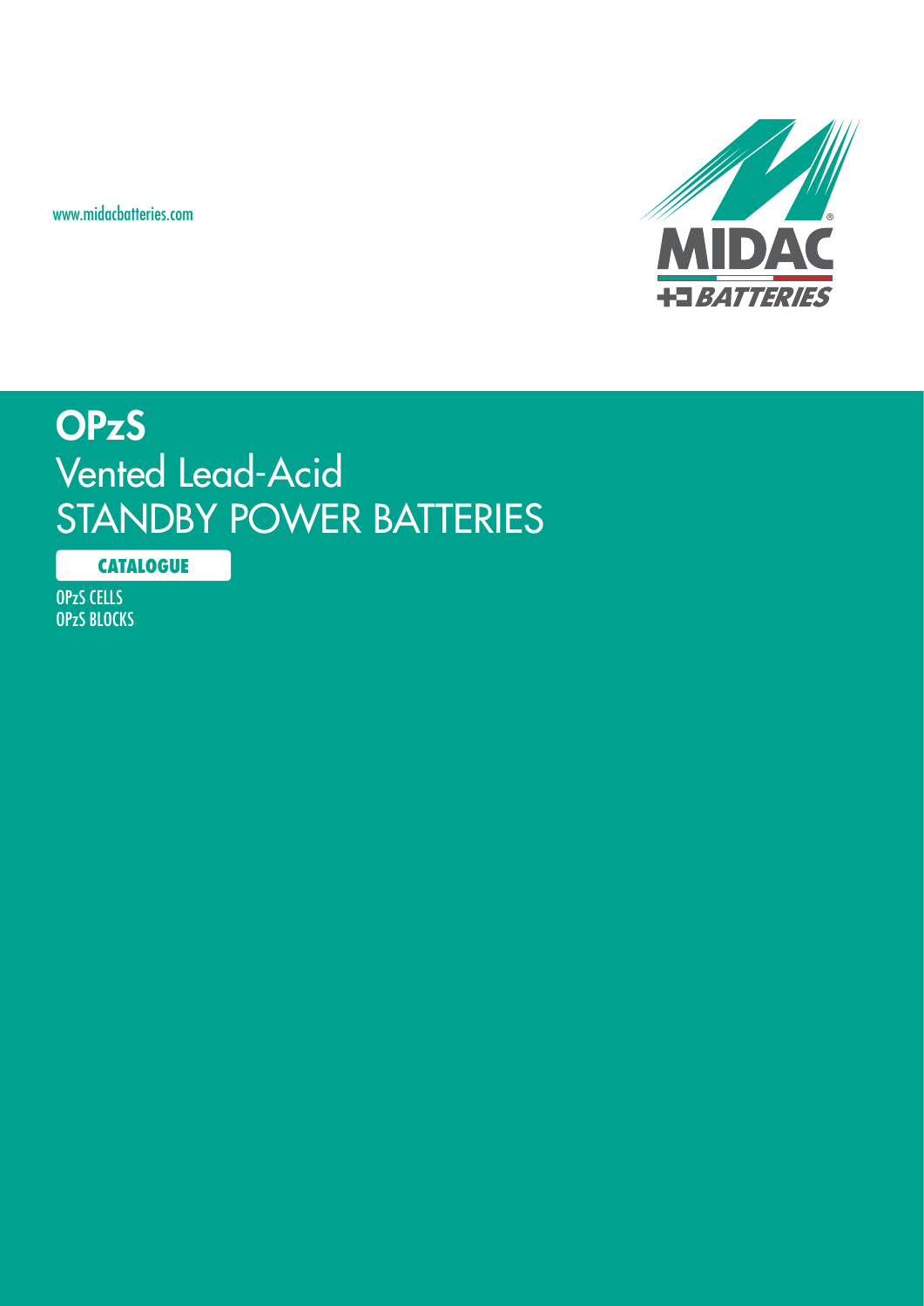www.midacbatteries.com

MIDAC BATTERIES

# OPzS
## Vented Lead-Acid
## STANDBY POWER BATTERIES

**CATALOGUE**

OPzS CELLS
OPzS BLOCKS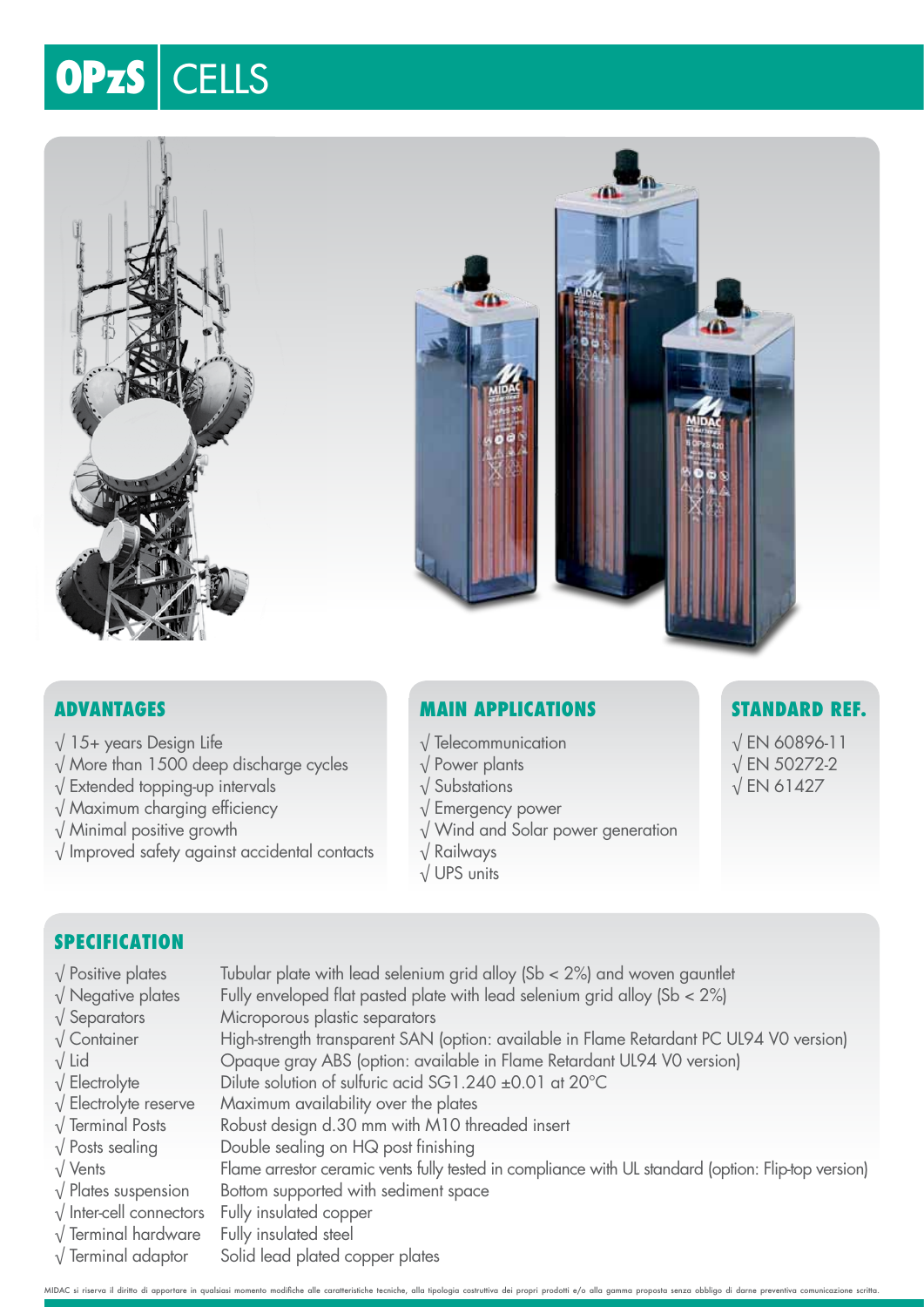# OPzS CELLS

## ADVANTAGES

√ 15+ years Design Life
√ More than 1500 deep discharge cycles
√ Extended topping-up intervals
√ Maximum charging efficiency
√ Minimal positive growth
√ Improved safety against accidental contacts

## MAIN APPLICATIONS

√ Telecommunication
√ Power plants
√ Substations
√ Emergency power
√ Wind and Solar power generation
√ Railways
√ UPS units

## STANDARD REF.

√ EN 60896-11
√ EN 50272-2
√ EN 61427

## SPECIFICATION

| | |
|---|---|
| √ Positive plates | Tubular plate with lead selenium grid alloy (Sb < 2%) and woven gauntlet |
| √ Negative plates | Fully enveloped flat pasted plate with lead selenium grid alloy (Sb < 2%) |
| √ Separators | Microporous plastic separators |
| √ Container | High-strength transparent SAN (option: available in Flame Retardant PC UL94 V0 version) |
| √ Lid | Opaque gray ABS (option: available in Flame Retardant UL94 V0 version) |
| √ Electrolyte | Dilute solution of sulfuric acid SG1.240 ±0.01 at 20°C |
| √ Electrolyte reserve | Maximum availability over the plates |
| √ Terminal Posts | Robust design d.30 mm with M10 threaded insert |
| √ Posts sealing | Double sealing on HQ post finishing |
| √ Vents | Flame arrestor ceramic vents fully tested in compliance with UL standard (option: Flip-top version) |
| √ Plates suspension | Bottom supported with sediment space |
| √ Inter-cell connectors | Fully insulated copper |
| √ Terminal hardware | Fully insulated steel |
| √ Terminal adaptor | Solid lead plated copper plates |

MIDAC si riserva il diritto di apportare in qualsiasi momento modifiche alle caratteristiche tecniche, alla tipologia costruttiva dei propri prodotti e/o alla gamma proposta senza obbligo di darne preventiva comunicazione scritta.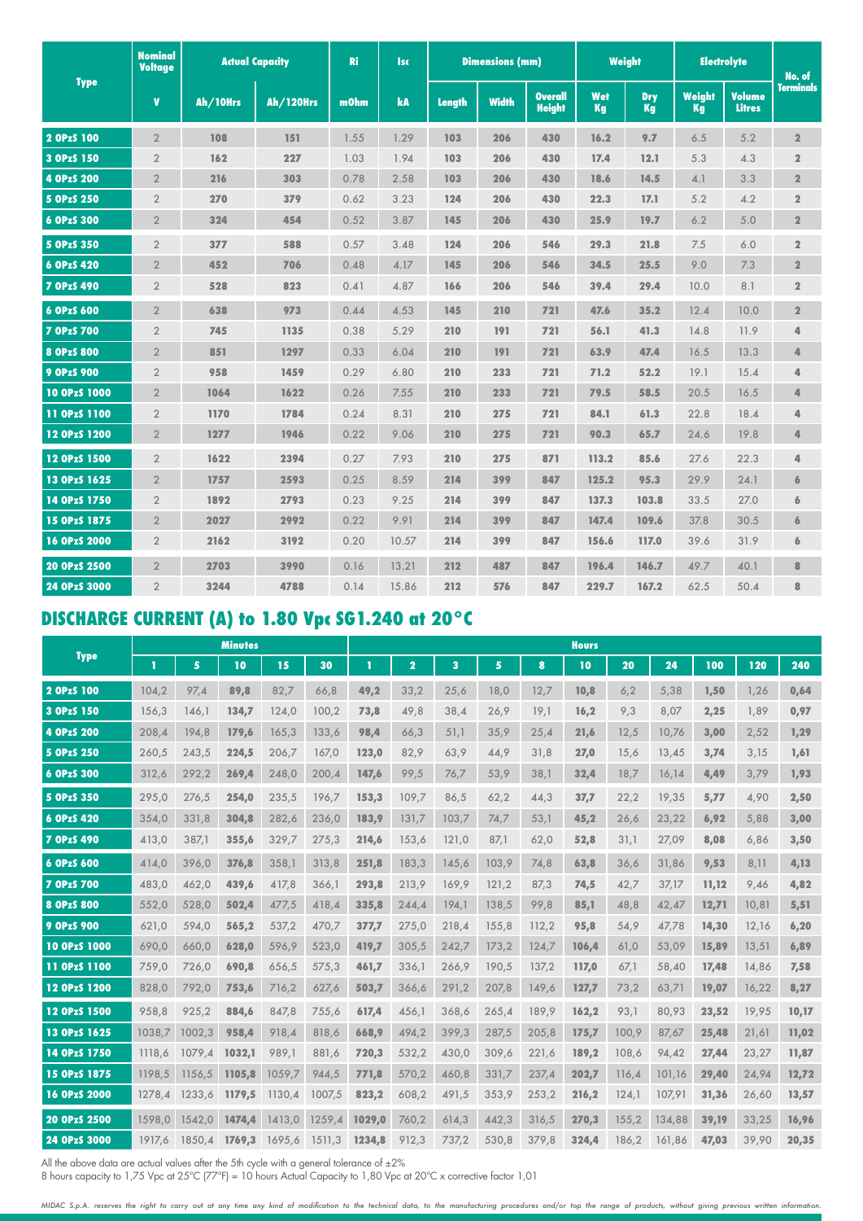| Type | Nominal Voltage | Actual Capacity | | Ri | Isc | Dimensions (mm) | | | Weight | | Electrolyte | | No. of Terminals |
|---|---|---|---|---|---|---|---|---|---|---|---|---|---|
| | V | Ah/10Hrs | Ah/120Hrs | mOhm | kA | Length | Width | Overall Height | Wet Kg | Dry Kg | Weight Kg | Volume Litres | |
| 2 OPzS 100 | 2 | 108 | 151 | 1.55 | 1.29 | 103 | 206 | 430 | 16.2 | 9.7 | 6.5 | 5.2 | 2 |
| 3 OPzS 150 | 2 | 162 | 227 | 1.03 | 1.94 | 103 | 206 | 430 | 17.4 | 12.1 | 5.3 | 4.3 | 2 |
| 4 OPzS 200 | 2 | 216 | 303 | 0.78 | 2.58 | 103 | 206 | 430 | 18.6 | 14.5 | 4.1 | 3.3 | 2 |
| 5 OPzS 250 | 2 | 270 | 379 | 0.62 | 3.23 | 124 | 206 | 430 | 22.3 | 17.1 | 5.2 | 4.2 | 2 |
| 6 OPzS 300 | 2 | 324 | 454 | 0.52 | 3.87 | 145 | 206 | 430 | 25.9 | 19.7 | 6.2 | 5.0 | 2 |
| 5 OPzS 350 | 2 | 377 | 588 | 0.57 | 3.48 | 124 | 206 | 546 | 29.3 | 21.8 | 7.5 | 6.0 | 2 |
| 6 OPzS 420 | 2 | 452 | 706 | 0.48 | 4.17 | 145 | 206 | 546 | 34.5 | 25.5 | 9.0 | 7.3 | 2 |
| 7 OPzS 490 | 2 | 528 | 823 | 0.41 | 4.87 | 166 | 206 | 546 | 39.4 | 29.4 | 10.0 | 8.1 | 2 |
| 6 OPzS 600 | 2 | 638 | 973 | 0.44 | 4.53 | 145 | 210 | 721 | 47.6 | 35.2 | 12.4 | 10.0 | 2 |
| 7 OPzS 700 | 2 | 745 | 1135 | 0.38 | 5.29 | 210 | 191 | 721 | 56.1 | 41.3 | 14.8 | 11.9 | 4 |
| 8 OPzS 800 | 2 | 851 | 1297 | 0.33 | 6.04 | 210 | 191 | 721 | 63.9 | 47.4 | 16.5 | 13.3 | 4 |
| 9 OPzS 900 | 2 | 958 | 1459 | 0.29 | 6.80 | 210 | 233 | 721 | 71.2 | 52.2 | 19.1 | 15.4 | 4 |
| 10 OPzS 1000 | 2 | 1064 | 1622 | 0.26 | 7.55 | 210 | 233 | 721 | 79.5 | 58.5 | 20.5 | 16.5 | 4 |
| 11 OPzS 1100 | 2 | 1170 | 1784 | 0.24 | 8.31 | 210 | 275 | 721 | 84.1 | 61.3 | 22.8 | 18.4 | 4 |
| 12 OPzS 1200 | 2 | 1277 | 1946 | 0.22 | 9.06 | 210 | 275 | 721 | 90.3 | 65.7 | 24.6 | 19.8 | 4 |
| 12 OPzS 1500 | 2 | 1622 | 2394 | 0.27 | 7.93 | 210 | 275 | 871 | 113.2 | 85.6 | 27.6 | 22.3 | 4 |
| 13 OPzS 1625 | 2 | 1757 | 2593 | 0.25 | 8.59 | 214 | 399 | 847 | 125.2 | 95.3 | 29.9 | 24.1 | 6 |
| 14 OPzS 1750 | 2 | 1892 | 2793 | 0.23 | 9.25 | 214 | 399 | 847 | 137.3 | 103.8 | 33.5 | 27.0 | 6 |
| 15 OPzS 1875 | 2 | 2027 | 2992 | 0.22 | 9.91 | 214 | 399 | 847 | 147.4 | 109.6 | 37.8 | 30.5 | 6 |
| 16 OPzS 2000 | 2 | 2162 | 3192 | 0.20 | 10.57 | 214 | 399 | 847 | 156.6 | 117.0 | 39.6 | 31.9 | 6 |
| 20 OPzS 2500 | 2 | 2703 | 3990 | 0.16 | 13.21 | 212 | 487 | 847 | 196.4 | 146.7 | 49.7 | 40.1 | 8 |
| 24 OPzS 3000 | 2 | 3244 | 4788 | 0.14 | 15.86 | 212 | 576 | 847 | 229.7 | 167.2 | 62.5 | 50.4 | 8 |

## DISCHARGE CURRENT (A) to 1.80 Vpc SG1.240 at 20°C

| Type | Minutes | | | | | Hours | | | | | | | | | | |
|---|---|---|---|---|---|---|---|---|---|---|---|---|---|---|---|---|
| | 1 | 5 | 10 | 15 | 30 | 1 | 2 | 3 | 5 | 8 | 10 | 20 | 24 | 100 | 120 | 240 |
| 2 OPzS 100 | 104,2 | 97,4 | 89,8 | 82,7 | 66,8 | 49,2 | 33,2 | 25,6 | 18,0 | 12,7 | 10,8 | 6,2 | 5,38 | 1,50 | 1,26 | 0,64 |
| 3 OPzS 150 | 156,3 | 146,1 | 134,7 | 124,0 | 100,2 | 73,8 | 49,8 | 38,4 | 26,9 | 19,1 | 16,2 | 9,3 | 8,07 | 2,25 | 1,89 | 0,97 |
| 4 OPzS 200 | 208,4 | 194,8 | 179,6 | 165,3 | 133,6 | 98,4 | 66,3 | 51,1 | 35,9 | 25,4 | 21,6 | 12,5 | 10,76 | 3,00 | 2,52 | 1,29 |
| 5 OPzS 250 | 260,5 | 243,5 | 224,5 | 206,7 | 167,0 | 123,0 | 82,9 | 63,9 | 44,9 | 31,8 | 27,0 | 15,6 | 13,45 | 3,74 | 3,15 | 1,61 |
| 6 OPzS 300 | 312,6 | 292,2 | 269,4 | 248,0 | 200,4 | 147,6 | 99,5 | 76,7 | 53,9 | 38,1 | 32,4 | 18,7 | 16,14 | 4,49 | 3,79 | 1,93 |
| 5 OPzS 350 | 295,0 | 276,5 | 254,0 | 235,5 | 196,7 | 153,3 | 109,7 | 86,5 | 62,2 | 44,3 | 37,7 | 22,2 | 19,35 | 5,77 | 4,90 | 2,50 |
| 6 OPzS 420 | 354,0 | 331,8 | 304,8 | 282,6 | 236,0 | 183,9 | 131,7 | 103,7 | 74,7 | 53,1 | 45,2 | 26,6 | 23,22 | 6,92 | 5,88 | 3,00 |
| 7 OPzS 490 | 413,0 | 387,1 | 355,6 | 329,7 | 275,3 | 214,6 | 153,6 | 121,0 | 87,1 | 62,0 | 52,8 | 31,1 | 27,09 | 8,08 | 6,86 | 3,50 |
| 6 OPzS 600 | 414,0 | 396,0 | 376,8 | 358,1 | 313,8 | 251,8 | 183,3 | 145,6 | 103,9 | 74,8 | 63,8 | 36,6 | 31,86 | 9,53 | 8,11 | 4,13 |
| 7 OPzS 700 | 483,0 | 462,0 | 439,6 | 417,8 | 366,1 | 293,8 | 213,9 | 169,9 | 121,2 | 87,3 | 74,5 | 42,7 | 37,17 | 11,12 | 9,46 | 4,82 |
| 8 OPzS 800 | 552,0 | 528,0 | 502,4 | 477,5 | 418,4 | 335,8 | 244,4 | 194,1 | 138,5 | 99,8 | 85,1 | 48,8 | 42,47 | 12,71 | 10,81 | 5,51 |
| 9 OPzS 900 | 621,0 | 594,0 | 565,2 | 537,2 | 470,7 | 377,7 | 275,0 | 218,4 | 155,8 | 112,2 | 95,8 | 54,9 | 47,78 | 14,30 | 12,16 | 6,20 |
| 10 OPzS 1000 | 690,0 | 660,0 | 628,0 | 596,9 | 523,0 | 419,7 | 305,5 | 242,7 | 173,2 | 124,7 | 106,4 | 61,0 | 53,09 | 15,89 | 13,51 | 6,89 |
| 11 OPzS 1100 | 759,0 | 726,0 | 690,8 | 656,5 | 575,3 | 461,7 | 336,1 | 266,9 | 190,5 | 137,2 | 117,0 | 67,1 | 58,40 | 17,48 | 14,86 | 7,58 |
| 12 OPzS 1200 | 828,0 | 792,0 | 753,6 | 716,2 | 627,6 | 503,7 | 366,6 | 291,2 | 207,8 | 149,6 | 127,7 | 73,2 | 63,71 | 19,07 | 16,22 | 8,27 |
| 12 OPzS 1500 | 958,8 | 925,2 | 884,6 | 847,8 | 755,6 | 617,4 | 456,1 | 368,6 | 265,4 | 189,9 | 162,2 | 93,1 | 80,93 | 23,52 | 19,95 | 10,17 |
| 13 OPzS 1625 | 1038,7 | 1002,3 | 958,4 | 918,4 | 818,6 | 668,9 | 494,2 | 399,3 | 287,5 | 205,8 | 175,7 | 100,9 | 87,67 | 25,48 | 21,61 | 11,02 |
| 14 OPzS 1750 | 1118,6 | 1079,4 | 1032,1 | 989,1 | 881,6 | 720,3 | 532,2 | 430,0 | 309,6 | 221,6 | 189,2 | 108,6 | 94,42 | 27,44 | 23,27 | 11,87 |
| 15 OPzS 1875 | 1198,5 | 1156,5 | 1105,8 | 1059,7 | 944,5 | 771,8 | 570,2 | 460,8 | 331,7 | 237,4 | 202,7 | 116,4 | 101,16 | 29,40 | 24,94 | 12,72 |
| 16 OPzS 2000 | 1278,4 | 1233,6 | 1179,5 | 1130,4 | 1007,5 | 823,2 | 608,2 | 491,5 | 353,9 | 253,2 | 216,2 | 124,1 | 107,91 | 31,36 | 26,60 | 13,57 |
| 20 OPzS 2500 | 1598,0 | 1542,0 | 1474,4 | 1413,0 | 1259,4 | 1029,0 | 760,2 | 614,3 | 442,3 | 316,5 | 270,3 | 155,2 | 134,88 | 39,19 | 33,25 | 16,96 |
| 24 OPzS 3000 | 1917,6 | 1850,4 | 1769,3 | 1695,6 | 1511,3 | 1234,8 | 912,3 | 737,2 | 530,8 | 379,8 | 324,4 | 186,2 | 161,86 | 47,03 | 39,90 | 20,35 |

All the above data are actual values after the 5th cycle with a general tolerance of ±2%
8 hours capacity to 1,75 Vpc at 25°C (77°F) = 10 hours Actual Capacity to 1,80 Vpc at 20°C x corrective factor 1,01

*MIDAC S.p.A. reserves the right to carry out at any time any kind of modification to the technical data, to the manufacturing procedures and/or top the range of products, without giving previous written information.*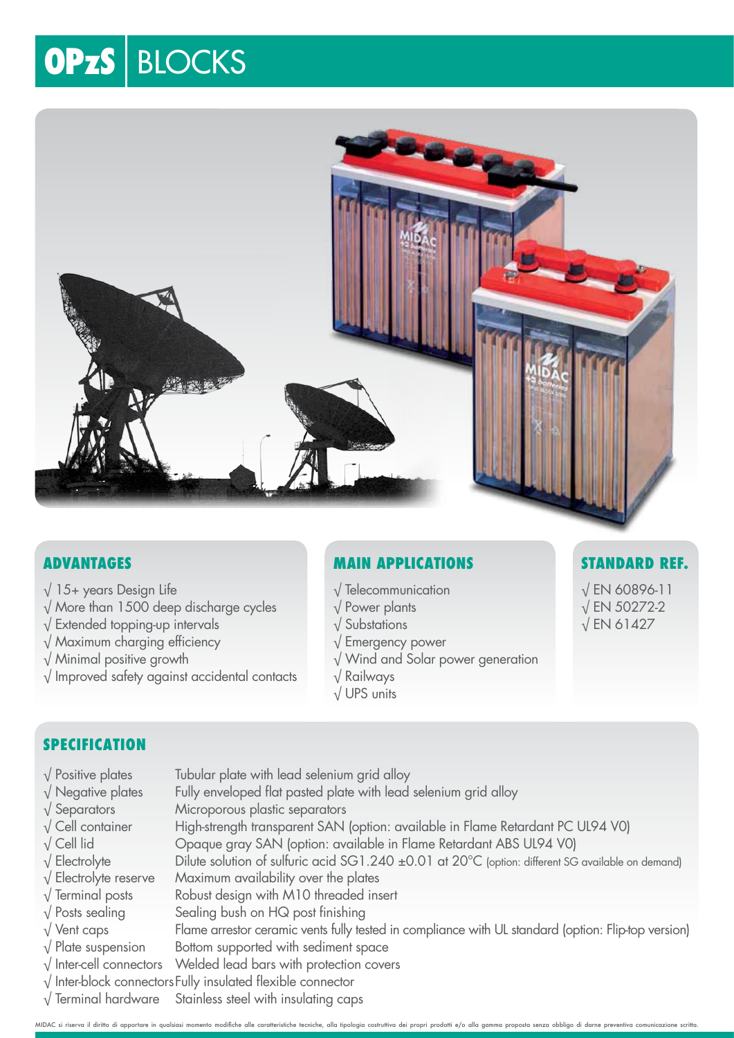# OPzS BLOCKS

## ADVANTAGES

- √ 15+ years Design Life
- √ More than 1500 deep discharge cycles
- √ Extended topping-up intervals
- √ Maximum charging efficiency
- √ Minimal positive growth
- √ Improved safety against accidental contacts

## MAIN APPLICATIONS

- √ Telecommunication
- √ Power plants
- √ Substations
- √ Emergency power
- √ Wind and Solar power generation
- √ Railways
- √ UPS units

## STANDARD REF.

- √ EN 60896-11
- √ EN 50272-2
- √ EN 61427

## SPECIFICATION

| | |
|---|---|
| √ Positive plates | Tubular plate with lead selenium grid alloy |
| √ Negative plates | Fully enveloped flat pasted plate with lead selenium grid alloy |
| √ Separators | Microporous plastic separators |
| √ Cell container | High-strength transparent SAN (option: available in Flame Retardant PC UL94 V0) |
| √ Cell lid | Opaque gray SAN (option: available in Flame Retardant ABS UL94 V0) |
| √ Electrolyte | Dilute solution of sulfuric acid SG1.240 ±0.01 at 20°C (option: different SG available on demand) |
| √ Electrolyte reserve | Maximum availability over the plates |
| √ Terminal posts | Robust design with M10 threaded insert |
| √ Posts sealing | Sealing bush on HQ post finishing |
| √ Vent caps | Flame arrestor ceramic vents fully tested in compliance with UL standard (option: Flip-top version) |
| √ Plate suspension | Bottom supported with sediment space |
| √ Inter-cell connectors | Welded lead bars with protection covers |
| √ Inter-block connectors | Fully insulated flexible connector |
| √ Terminal hardware | Stainless steel with insulating caps |

MIDAC si riserva il diritto di apportare in qualsiasi momento modifiche alle caratteristiche tecniche, alla tipologia costruttiva dei propri prodotti e/o alla gamma proposta senza obbligo di darne preventiva comunicazione scritta.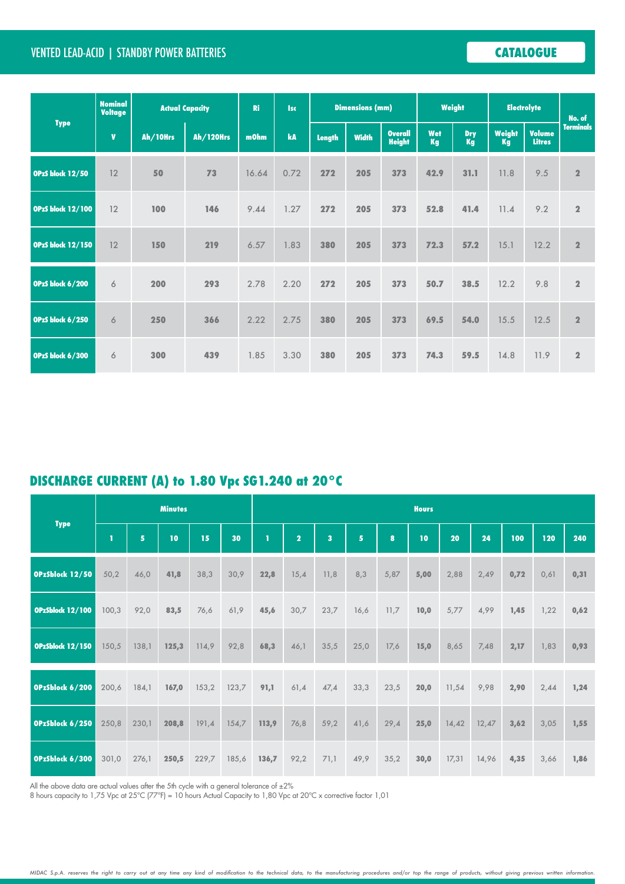VENTED LEAD-ACID | STANDBY POWER BATTERIES

**CATALOGUE**

| Type | Nominal Voltage | Actual Capacity | | Ri | Isc | Dimensions (mm) | | | Weight | | Electrolyte | | No. of Terminals |
|---|---|---|---|---|---|---|---|---|---|---|---|---|---|
| | V | Ah/10Hrs | Ah/120Hrs | mOhm | kA | Length | Width | Overall Height | Wet Kg | Dry Kg | Weight Kg | Volume Litres | |
| OPzS block 12/50 | 12 | 50 | 73 | 16.64 | 0.72 | 272 | 205 | 373 | 42.9 | 31.1 | 11.8 | 9.5 | 2 |
| OPzS block 12/100 | 12 | 100 | 146 | 9.44 | 1.27 | 272 | 205 | 373 | 52.8 | 41.4 | 11.4 | 9.2 | 2 |
| OPzS block 12/150 | 12 | 150 | 219 | 6.57 | 1.83 | 380 | 205 | 373 | 72.3 | 57.2 | 15.1 | 12.2 | 2 |
| OPzS block 6/200 | 6 | 200 | 293 | 2.78 | 2.20 | 272 | 205 | 373 | 50.7 | 38.5 | 12.2 | 9.8 | 2 |
| OPzS block 6/250 | 6 | 250 | 366 | 2.22 | 2.75 | 380 | 205 | 373 | 69.5 | 54.0 | 15.5 | 12.5 | 2 |
| OPzS block 6/300 | 6 | 300 | 439 | 1.85 | 3.30 | 380 | 205 | 373 | 74.3 | 59.5 | 14.8 | 11.9 | 2 |

## DISCHARGE CURRENT (A) to 1.80 Vpc SG1.240 at 20°C

| Type | Minutes | | | | | Hours | | | | | | | | | | |
|---|---|---|---|---|---|---|---|---|---|---|---|---|---|---|---|---|
| | 1 | 5 | 10 | 15 | 30 | 1 | 2 | 3 | 5 | 8 | 10 | 20 | 24 | 100 | 120 | 240 |
| OPzSblock 12/50 | 50,2 | 46,0 | 41,8 | 38,3 | 30,9 | 22,8 | 15,4 | 11,8 | 8,3 | 5,87 | 5,00 | 2,88 | 2,49 | 0,72 | 0,61 | 0,31 |
| OPzSblock 12/100 | 100,3 | 92,0 | 83,5 | 76,6 | 61,9 | 45,6 | 30,7 | 23,7 | 16,6 | 11,7 | 10,0 | 5,77 | 4,99 | 1,45 | 1,22 | 0,62 |
| OPzSblock 12/150 | 150,5 | 138,1 | 125,3 | 114,9 | 92,8 | 68,3 | 46,1 | 35,5 | 25,0 | 17,6 | 15,0 | 8,65 | 7,48 | 2,17 | 1,83 | 0,93 |
| OPzSblock 6/200 | 200,6 | 184,1 | 167,0 | 153,2 | 123,7 | 91,1 | 61,4 | 47,4 | 33,3 | 23,5 | 20,0 | 11,54 | 9,98 | 2,90 | 2,44 | 1,24 |
| OPzSblock 6/250 | 250,8 | 230,1 | 208,8 | 191,4 | 154,7 | 113,9 | 76,8 | 59,2 | 41,6 | 29,4 | 25,0 | 14,42 | 12,47 | 3,62 | 3,05 | 1,55 |
| OPzSblock 6/300 | 301,0 | 276,1 | 250,5 | 229,7 | 185,6 | 136,7 | 92,2 | 71,1 | 49,9 | 35,2 | 30,0 | 17,31 | 14,96 | 4,35 | 3,66 | 1,86 |

All the above data are actual values after the 5th cycle with a general tolerance of ±2%

8 hours capacity to 1,75 Vpc at 25°C (77°F) = 10 hours Actual Capacity to 1,80 Vpc at 20°C x corrective factor 1,01

*MIDAC S.p.A. reserves the right to carry out at any time any kind of modification to the technical data, to the manufacturing procedures and/or top the range of products, without giving previous written information.*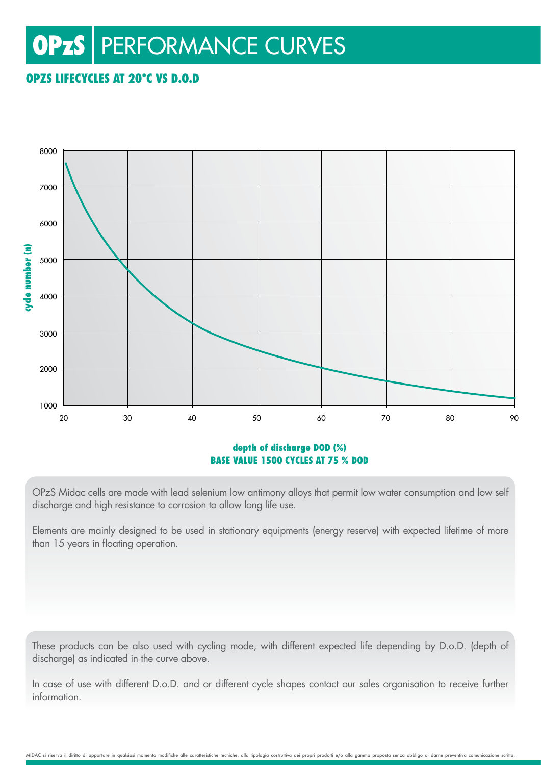# OPzS | PERFORMANCE CURVES

## OPZS LIFECYCLES AT 20°C VS D.O.D

**depth of discharge DOD (%)**
**BASE VALUE 1500 CYCLES AT 75 % DOD**

OPzS Midac cells are made with lead selenium low antimony alloys that permit low water consumption and low self discharge and high resistance to corrosion to allow long life use.

Elements are mainly designed to be used in stationary equipments (energy reserve) with expected lifetime of more than 15 years in floating operation.

These products can be also used with cycling mode, with different expected life depending by D.o.D. (depth of discharge) as indicated in the curve above.

In case of use with different D.o.D. and or different cycle shapes contact our sales organisation to receive further information.

MIDAC si riserva il diritto di apportare in qualsiasi momento modifiche alle caratteristiche tecniche, alla tipologia costruttiva dei propri prodotti e/o alla gamma proposta senza obbligo di darne preventiva comunicazione scritta.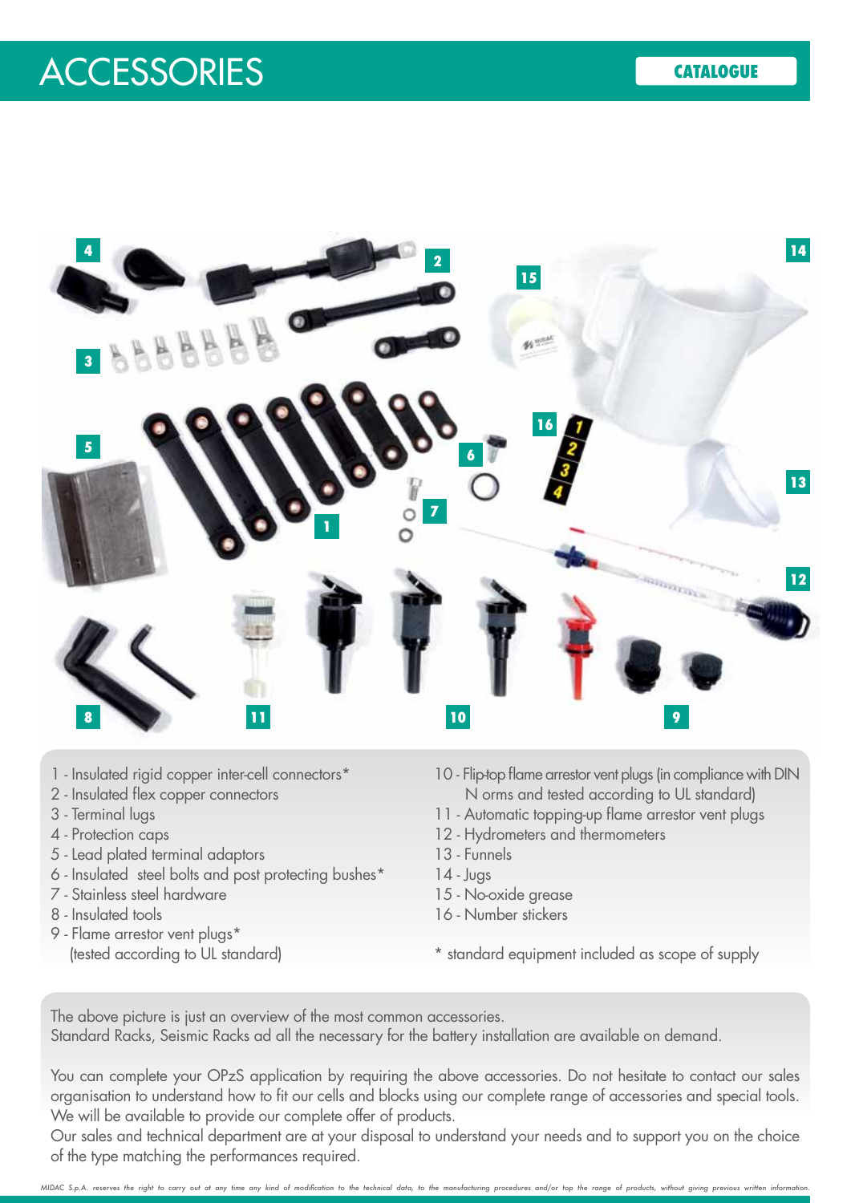# ACCESSORIES

1 - Insulated rigid copper inter-cell connectors*
2 - Insulated flex copper connectors
3 - Terminal lugs
4 - Protection caps
5 - Lead plated terminal adaptors
6 - Insulated steel bolts and post protecting bushes*
7 - Stainless steel hardware
8 - Insulated tools
9 - Flame arrestor vent plugs* (tested according to UL standard)
10 - Flip-top flame arrestor vent plugs (in compliance with DIN Norms and tested according to UL standard)
11 - Automatic topping-up flame arrestor vent plugs
12 - Hydrometers and thermometers
13 - Funnels
14 - Jugs
15 - No-oxide grease
16 - Number stickers

\* standard equipment included as scope of supply

The above picture is just an overview of the most common accessories.
Standard Racks, Seismic Racks ad all the necessary for the battery installation are available on demand.

You can complete your OPzS application by requiring the above accessories. Do not hesitate to contact our sales organisation to understand how to fit our cells and blocks using our complete range of accessories and special tools. We will be available to provide our complete offer of products.
Our sales and technical department are at your disposal to understand your needs and to support you on the choice of the type matching the performances required.

MIDAC S.p.A. reserves the right to carry out at any time any kind of modification to the technical data, to the manufacturing procedures and/or top the range of products, without giving previous written information.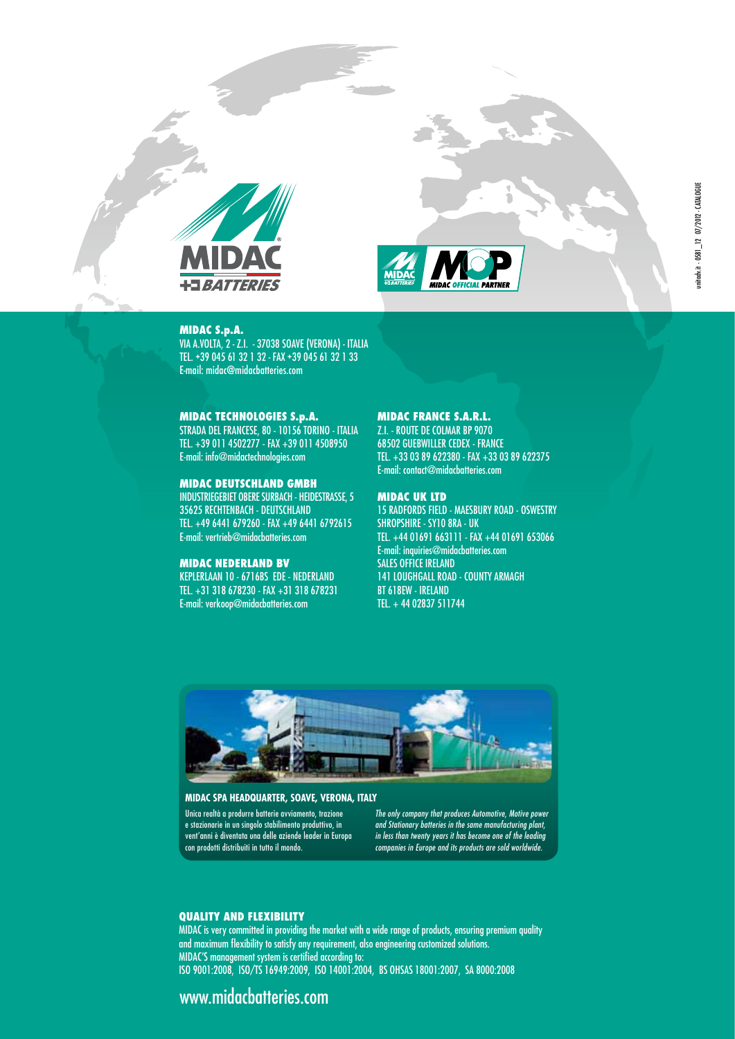MIDAC BATTERIES

MOP MIDAC OFFICIAL PARTNER

**MIDAC S.p.A.**
VIA A.VOLTA, 2 - Z.I. - 37038 SOAVE (VERONA) - ITALIA
TEL. +39 045 61 32 1 32 - FAX +39 045 61 32 1 33
E-mail: midac@midacbatteries.com

**MIDAC TECHNOLOGIES S.p.A.**
STRADA DEL FRANCESE, 80 - 10156 TORINO - ITALIA
TEL. +39 011 4502277 - FAX +39 011 4508950
E-mail: info@midactechnologies.com

**MIDAC DEUTSCHLAND GMBH**
INDUSTRIEGEBIET OBERE SURBACH - HEIDESTRASSE, 5
35625 RECHTENBACH - DEUTSCHLAND
TEL. +49 6441 679260 - FAX +49 6441 6792615
E-mail: vertrieb@midacbatteries.com

**MIDAC NEDERLAND BV**
KEPLERLAAN 10 - 6716BS EDE - NEDERLAND
TEL. +31 318 678230 - FAX +31 318 678231
E-mail: verkoop@midacbatteries.com

**MIDAC FRANCE S.A.R.L.**
Z.I. - ROUTE DE COLMAR BP 9070
68502 GUEBWILLER CEDEX - FRANCE
TEL. +33 03 89 622380 - FAX +33 03 89 622375
E-mail: contact@midacbatteries.com

**MIDAC UK LTD**
15 RADFORDS FIELD - MAESBURY ROAD - OSWESTRY
SHROPSHIRE - SY10 8RA - UK
TEL. +44 01691 663111 - FAX +44 01691 653066
E-mail: inquiries@midacbatteries.com
SALES OFFICE IRELAND
141 LOUGHGALL ROAD - COUNTY ARMAGH
BT 618EW - IRELAND
TEL. + 44 02837 511744

**MIDAC SPA HEADQUARTER, SOAVE, VERONA, ITALY**

Unica realtà a produrre batterie avviamento, trazione e stazionarie in un singolo stabilimento produttivo, in vent'anni è diventata una delle aziende leader in Europa con prodotti distribuiti in tutto il mondo.

*The only company that produces Automotive, Motive power and Stationary batteries in the same manufacturing plant, in less than twenty years it has become one of the leading companies in Europe and its products are sold worldwide.*

## QUALITY AND FLEXIBILITY

MIDAC is very committed in providing the market with a wide range of products, ensuring premium quality and maximum flexibility to satisfy any requirement, also engineering customized solutions.
MIDAC'S management system is certified according to:
ISO 9001:2008, ISO/TS 16949:2009, ISO 14001:2004, BS OHSAS 18001:2007, SA 8000:2008

www.midacbatteries.com

unitadv.it - 0581_12 07/2012 - CATALOGUE